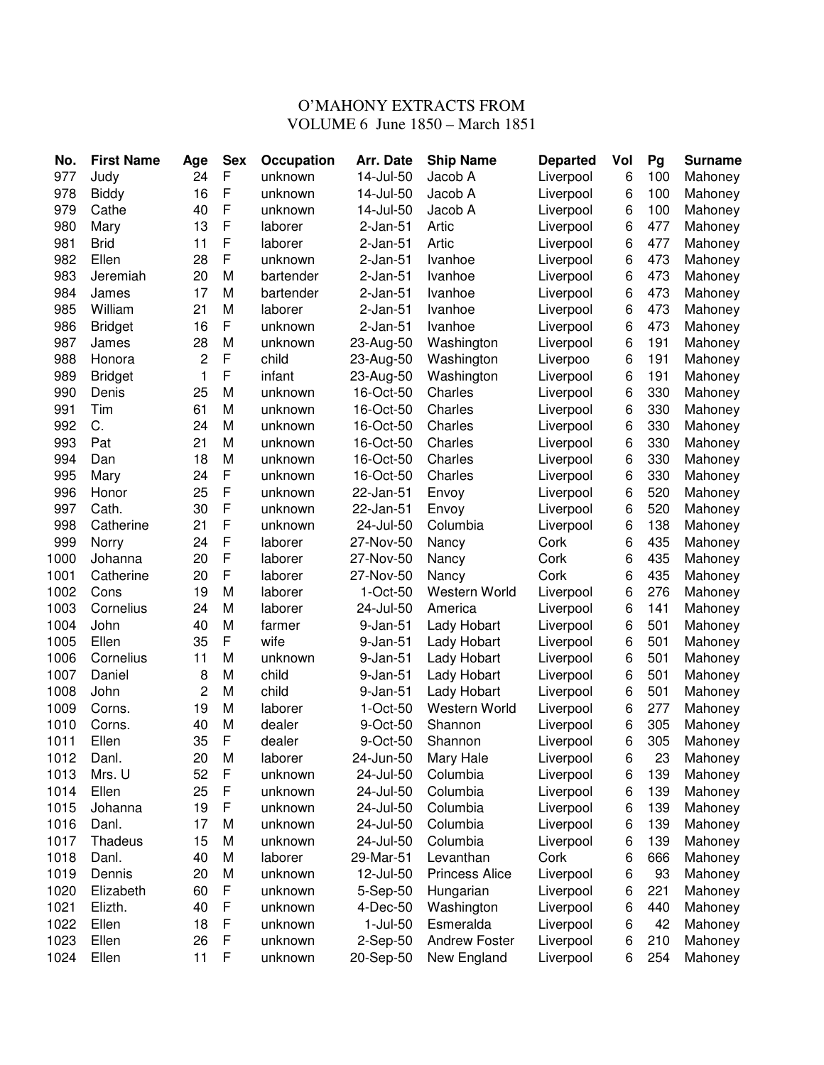# O'MAHONY EXTRACTS FROM VOLUME 6 June 1850 – March 1851

| No. | First Name | Age | Sex | Occupation | Arr. Date | Ship Name | Departed | Vol | Pg | Surname |
|---|---|---|---|---|---|---|---|---|---|---|
| 977 | Judy | 24 | F | unknown | 14-Jul-50 | Jacob A | Liverpool | 6 | 100 | Mahoney |
| 978 | Biddy | 16 | F | unknown | 14-Jul-50 | Jacob A | Liverpool | 6 | 100 | Mahoney |
| 979 | Cathe | 40 | F | unknown | 14-Jul-50 | Jacob A | Liverpool | 6 | 100 | Mahoney |
| 980 | Mary | 13 | F | laborer | 2-Jan-51 | Artic | Liverpool | 6 | 477 | Mahoney |
| 981 | Brid | 11 | F | laborer | 2-Jan-51 | Artic | Liverpool | 6 | 477 | Mahoney |
| 982 | Ellen | 28 | F | unknown | 2-Jan-51 | Ivanhoe | Liverpool | 6 | 473 | Mahoney |
| 983 | Jeremiah | 20 | M | bartender | 2-Jan-51 | Ivanhoe | Liverpool | 6 | 473 | Mahoney |
| 984 | James | 17 | M | bartender | 2-Jan-51 | Ivanhoe | Liverpool | 6 | 473 | Mahoney |
| 985 | William | 21 | M | laborer | 2-Jan-51 | Ivanhoe | Liverpool | 6 | 473 | Mahoney |
| 986 | Bridget | 16 | F | unknown | 2-Jan-51 | Ivanhoe | Liverpool | 6 | 473 | Mahoney |
| 987 | James | 28 | M | unknown | 23-Aug-50 | Washington | Liverpool | 6 | 191 | Mahoney |
| 988 | Honora | 2 | F | child | 23-Aug-50 | Washington | Liverpoo | 6 | 191 | Mahoney |
| 989 | Bridget | 1 | F | infant | 23-Aug-50 | Washington | Liverpool | 6 | 191 | Mahoney |
| 990 | Denis | 25 | M | unknown | 16-Oct-50 | Charles | Liverpool | 6 | 330 | Mahoney |
| 991 | Tim | 61 | M | unknown | 16-Oct-50 | Charles | Liverpool | 6 | 330 | Mahoney |
| 992 | C. | 24 | M | unknown | 16-Oct-50 | Charles | Liverpool | 6 | 330 | Mahoney |
| 993 | Pat | 21 | M | unknown | 16-Oct-50 | Charles | Liverpool | 6 | 330 | Mahoney |
| 994 | Dan | 18 | M | unknown | 16-Oct-50 | Charles | Liverpool | 6 | 330 | Mahoney |
| 995 | Mary | 24 | F | unknown | 16-Oct-50 | Charles | Liverpool | 6 | 330 | Mahoney |
| 996 | Honor | 25 | F | unknown | 22-Jan-51 | Envoy | Liverpool | 6 | 520 | Mahoney |
| 997 | Cath. | 30 | F | unknown | 22-Jan-51 | Envoy | Liverpool | 6 | 520 | Mahoney |
| 998 | Catherine | 21 | F | unknown | 24-Jul-50 | Columbia | Liverpool | 6 | 138 | Mahoney |
| 999 | Norry | 24 | F | laborer | 27-Nov-50 | Nancy | Cork | 6 | 435 | Mahoney |
| 1000 | Johanna | 20 | F | laborer | 27-Nov-50 | Nancy | Cork | 6 | 435 | Mahoney |
| 1001 | Catherine | 20 | F | laborer | 27-Nov-50 | Nancy | Cork | 6 | 435 | Mahoney |
| 1002 | Cons | 19 | M | laborer | 1-Oct-50 | Western World | Liverpool | 6 | 276 | Mahoney |
| 1003 | Cornelius | 24 | M | laborer | 24-Jul-50 | America | Liverpool | 6 | 141 | Mahoney |
| 1004 | John | 40 | M | farmer | 9-Jan-51 | Lady Hobart | Liverpool | 6 | 501 | Mahoney |
| 1005 | Ellen | 35 | F | wife | 9-Jan-51 | Lady Hobart | Liverpool | 6 | 501 | Mahoney |
| 1006 | Cornelius | 11 | M | unknown | 9-Jan-51 | Lady Hobart | Liverpool | 6 | 501 | Mahoney |
| 1007 | Daniel | 8 | M | child | 9-Jan-51 | Lady Hobart | Liverpool | 6 | 501 | Mahoney |
| 1008 | John | 2 | M | child | 9-Jan-51 | Lady Hobart | Liverpool | 6 | 501 | Mahoney |
| 1009 | Corns. | 19 | M | laborer | 1-Oct-50 | Western World | Liverpool | 6 | 277 | Mahoney |
| 1010 | Corns. | 40 | M | dealer | 9-Oct-50 | Shannon | Liverpool | 6 | 305 | Mahoney |
| 1011 | Ellen | 35 | F | dealer | 9-Oct-50 | Shannon | Liverpool | 6 | 305 | Mahoney |
| 1012 | Danl. | 20 | M | laborer | 24-Jun-50 | Mary Hale | Liverpool | 6 | 23 | Mahoney |
| 1013 | Mrs. U | 52 | F | unknown | 24-Jul-50 | Columbia | Liverpool | 6 | 139 | Mahoney |
| 1014 | Ellen | 25 | F | unknown | 24-Jul-50 | Columbia | Liverpool | 6 | 139 | Mahoney |
| 1015 | Johanna | 19 | F | unknown | 24-Jul-50 | Columbia | Liverpool | 6 | 139 | Mahoney |
| 1016 | Danl. | 17 | M | unknown | 24-Jul-50 | Columbia | Liverpool | 6 | 139 | Mahoney |
| 1017 | Thadeus | 15 | M | unknown | 24-Jul-50 | Columbia | Liverpool | 6 | 139 | Mahoney |
| 1018 | Danl. | 40 | M | laborer | 29-Mar-51 | Levanthan | Cork | 6 | 666 | Mahoney |
| 1019 | Dennis | 20 | M | unknown | 12-Jul-50 | Princess Alice | Liverpool | 6 | 93 | Mahoney |
| 1020 | Elizabeth | 60 | F | unknown | 5-Sep-50 | Hungarian | Liverpool | 6 | 221 | Mahoney |
| 1021 | Elizth. | 40 | F | unknown | 4-Dec-50 | Washington | Liverpool | 6 | 440 | Mahoney |
| 1022 | Ellen | 18 | F | unknown | 1-Jul-50 | Esmeralda | Liverpool | 6 | 42 | Mahoney |
| 1023 | Ellen | 26 | F | unknown | 2-Sep-50 | Andrew Foster | Liverpool | 6 | 210 | Mahoney |
| 1024 | Ellen | 11 | F | unknown | 20-Sep-50 | New England | Liverpool | 6 | 254 | Mahoney |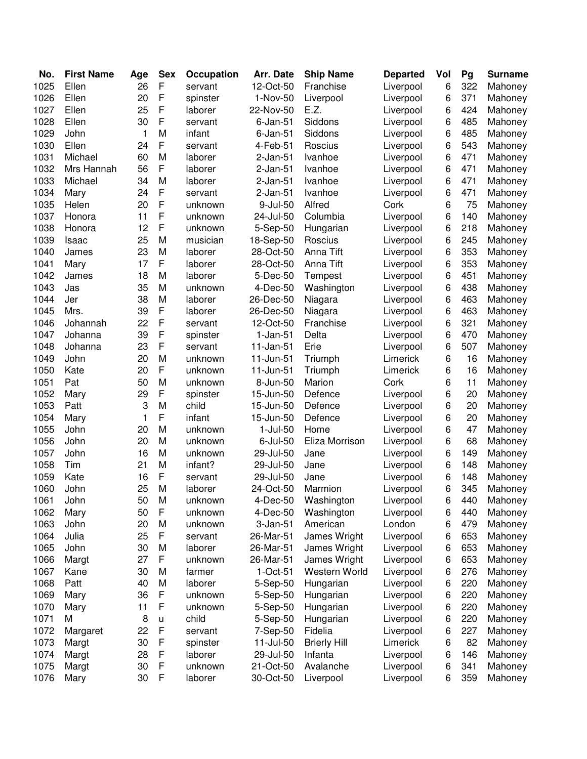| No. | First Name | Age | Sex | Occupation | Arr. Date | Ship Name | Departed | Vol | Pg | Surname |
|---|---|---|---|---|---|---|---|---|---|---|
| 1025 | Ellen | 26 | F | servant | 12-Oct-50 | Franchise | Liverpool | 6 | 322 | Mahoney |
| 1026 | Ellen | 20 | F | spinster | 1-Nov-50 | Liverpool | Liverpool | 6 | 371 | Mahoney |
| 1027 | Ellen | 25 | F | laborer | 22-Nov-50 | E.Z. | Liverpool | 6 | 424 | Mahoney |
| 1028 | Ellen | 30 | F | servant | 6-Jan-51 | Siddons | Liverpool | 6 | 485 | Mahoney |
| 1029 | John | 1 | M | infant | 6-Jan-51 | Siddons | Liverpool | 6 | 485 | Mahoney |
| 1030 | Ellen | 24 | F | servant | 4-Feb-51 | Roscius | Liverpool | 6 | 543 | Mahoney |
| 1031 | Michael | 60 | M | laborer | 2-Jan-51 | Ivanhoe | Liverpool | 6 | 471 | Mahoney |
| 1032 | Mrs Hannah | 56 | F | laborer | 2-Jan-51 | Ivanhoe | Liverpool | 6 | 471 | Mahoney |
| 1033 | Michael | 34 | M | laborer | 2-Jan-51 | Ivanhoe | Liverpool | 6 | 471 | Mahoney |
| 1034 | Mary | 24 | F | servant | 2-Jan-51 | Ivanhoe | Liverpool | 6 | 471 | Mahoney |
| 1035 | Helen | 20 | F | unknown | 9-Jul-50 | Alfred | Cork | 6 | 75 | Mahoney |
| 1037 | Honora | 11 | F | unknown | 24-Jul-50 | Columbia | Liverpool | 6 | 140 | Mahoney |
| 1038 | Honora | 12 | F | unknown | 5-Sep-50 | Hungarian | Liverpool | 6 | 218 | Mahoney |
| 1039 | Isaac | 25 | M | musician | 18-Sep-50 | Roscius | Liverpool | 6 | 245 | Mahoney |
| 1040 | James | 23 | M | laborer | 28-Oct-50 | Anna Tift | Liverpool | 6 | 353 | Mahoney |
| 1041 | Mary | 17 | F | laborer | 28-Oct-50 | Anna Tift | Liverpool | 6 | 353 | Mahoney |
| 1042 | James | 18 | M | laborer | 5-Dec-50 | Tempest | Liverpool | 6 | 451 | Mahoney |
| 1043 | Jas | 35 | M | unknown | 4-Dec-50 | Washington | Liverpool | 6 | 438 | Mahoney |
| 1044 | Jer | 38 | M | laborer | 26-Dec-50 | Niagara | Liverpool | 6 | 463 | Mahoney |
| 1045 | Mrs. | 39 | F | laborer | 26-Dec-50 | Niagara | Liverpool | 6 | 463 | Mahoney |
| 1046 | Johannah | 22 | F | servant | 12-Oct-50 | Franchise | Liverpool | 6 | 321 | Mahoney |
| 1047 | Johanna | 39 | F | spinster | 1-Jan-51 | Delta | Liverpool | 6 | 470 | Mahoney |
| 1048 | Johanna | 23 | F | servant | 11-Jan-51 | Erie | Liverpool | 6 | 507 | Mahoney |
| 1049 | John | 20 | M | unknown | 11-Jun-51 | Triumph | Limerick | 6 | 16 | Mahoney |
| 1050 | Kate | 20 | F | unknown | 11-Jun-51 | Triumph | Limerick | 6 | 16 | Mahoney |
| 1051 | Pat | 50 | M | unknown | 8-Jun-50 | Marion | Cork | 6 | 11 | Mahoney |
| 1052 | Mary | 29 | F | spinster | 15-Jun-50 | Defence | Liverpool | 6 | 20 | Mahoney |
| 1053 | Patt | 3 | M | child | 15-Jun-50 | Defence | Liverpool | 6 | 20 | Mahoney |
| 1054 | Mary | 1 | F | infant | 15-Jun-50 | Defence | Liverpool | 6 | 20 | Mahoney |
| 1055 | John | 20 | M | unknown | 1-Jul-50 | Home | Liverpool | 6 | 47 | Mahoney |
| 1056 | John | 20 | M | unknown | 6-Jul-50 | Eliza Morrison | Liverpool | 6 | 68 | Mahoney |
| 1057 | John | 16 | M | unknown | 29-Jul-50 | Jane | Liverpool | 6 | 149 | Mahoney |
| 1058 | Tim | 21 | M | infant? | 29-Jul-50 | Jane | Liverpool | 6 | 148 | Mahoney |
| 1059 | Kate | 16 | F | servant | 29-Jul-50 | Jane | Liverpool | 6 | 148 | Mahoney |
| 1060 | John | 25 | M | laborer | 24-Oct-50 | Marmion | Liverpool | 6 | 345 | Mahoney |
| 1061 | John | 50 | M | unknown | 4-Dec-50 | Washington | Liverpool | 6 | 440 | Mahoney |
| 1062 | Mary | 50 | F | unknown | 4-Dec-50 | Washington | Liverpool | 6 | 440 | Mahoney |
| 1063 | John | 20 | M | unknown | 3-Jan-51 | American | London | 6 | 479 | Mahoney |
| 1064 | Julia | 25 | F | servant | 26-Mar-51 | James Wright | Liverpool | 6 | 653 | Mahoney |
| 1065 | John | 30 | M | laborer | 26-Mar-51 | James Wright | Liverpool | 6 | 653 | Mahoney |
| 1066 | Margt | 27 | F | unknown | 26-Mar-51 | James Wright | Liverpool | 6 | 653 | Mahoney |
| 1067 | Kane | 30 | M | farmer | 1-Oct-51 | Western World | Liverpool | 6 | 276 | Mahoney |
| 1068 | Patt | 40 | M | laborer | 5-Sep-50 | Hungarian | Liverpool | 6 | 220 | Mahoney |
| 1069 | Mary | 36 | F | unknown | 5-Sep-50 | Hungarian | Liverpool | 6 | 220 | Mahoney |
| 1070 | Mary | 11 | F | unknown | 5-Sep-50 | Hungarian | Liverpool | 6 | 220 | Mahoney |
| 1071 | M | 8 | u | child | 5-Sep-50 | Hungarian | Liverpool | 6 | 220 | Mahoney |
| 1072 | Margaret | 22 | F | servant | 7-Sep-50 | Fidelia | Liverpool | 6 | 227 | Mahoney |
| 1073 | Margt | 30 | F | spinster | 11-Jul-50 | Brierly Hill | Limerick | 6 | 82 | Mahoney |
| 1074 | Margt | 28 | F | laborer | 29-Jul-50 | Infanta | Liverpool | 6 | 146 | Mahoney |
| 1075 | Margt | 30 | F | unknown | 21-Oct-50 | Avalanche | Liverpool | 6 | 341 | Mahoney |
| 1076 | Mary | 30 | F | laborer | 30-Oct-50 | Liverpool | Liverpool | 6 | 359 | Mahoney |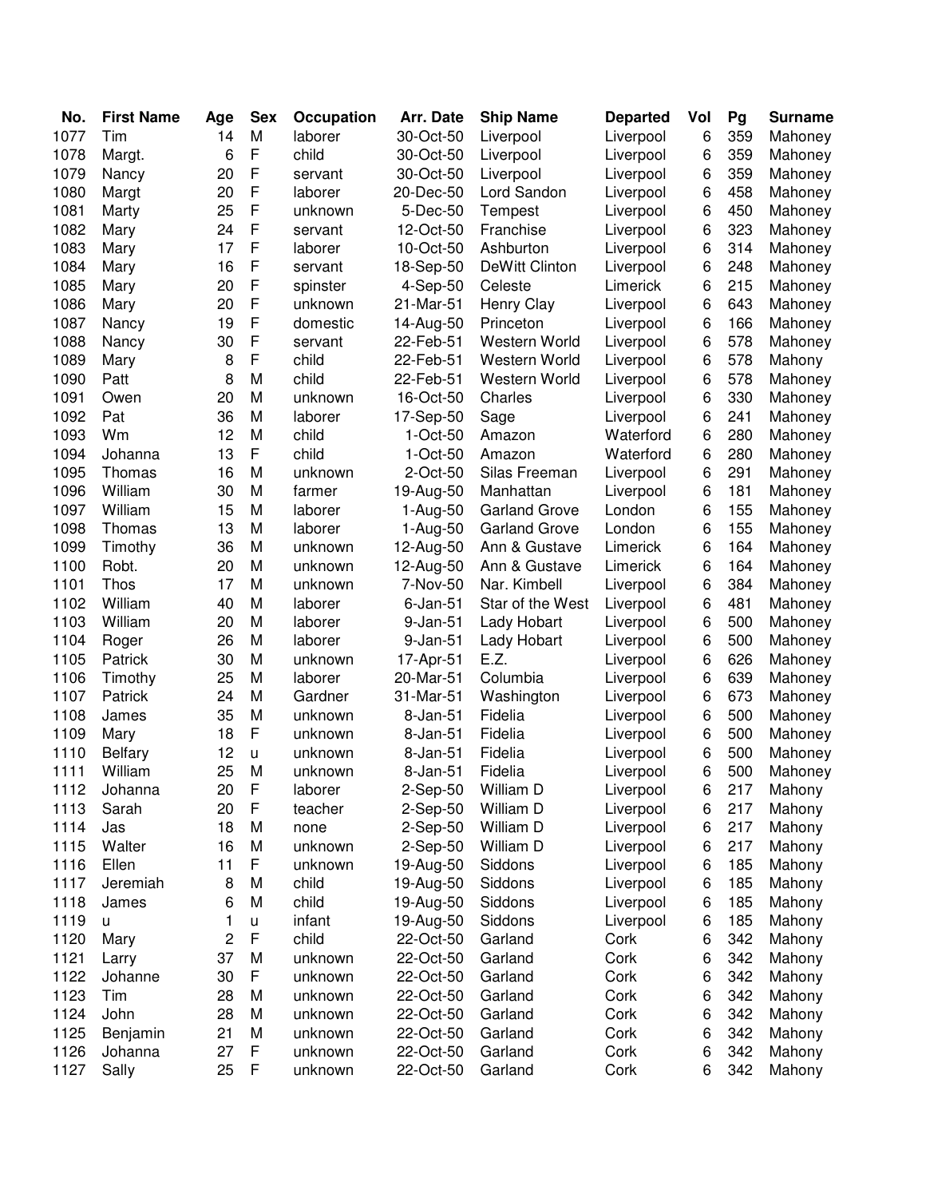| No. | First Name | Age | Sex | Occupation | Arr. Date | Ship Name | Departed | Vol | Pg | Surname |
|---|---|---|---|---|---|---|---|---|---|---|
| 1077 | Tim | 14 | M | laborer | 30-Oct-50 | Liverpool | Liverpool | 6 | 359 | Mahoney |
| 1078 | Margt. | 6 | F | child | 30-Oct-50 | Liverpool | Liverpool | 6 | 359 | Mahoney |
| 1079 | Nancy | 20 | F | servant | 30-Oct-50 | Liverpool | Liverpool | 6 | 359 | Mahoney |
| 1080 | Margt | 20 | F | laborer | 20-Dec-50 | Lord Sandon | Liverpool | 6 | 458 | Mahoney |
| 1081 | Marty | 25 | F | unknown | 5-Dec-50 | Tempest | Liverpool | 6 | 450 | Mahoney |
| 1082 | Mary | 24 | F | servant | 12-Oct-50 | Franchise | Liverpool | 6 | 323 | Mahoney |
| 1083 | Mary | 17 | F | laborer | 10-Oct-50 | Ashburton | Liverpool | 6 | 314 | Mahoney |
| 1084 | Mary | 16 | F | servant | 18-Sep-50 | DeWitt Clinton | Liverpool | 6 | 248 | Mahoney |
| 1085 | Mary | 20 | F | spinster | 4-Sep-50 | Celeste | Limerick | 6 | 215 | Mahoney |
| 1086 | Mary | 20 | F | unknown | 21-Mar-51 | Henry Clay | Liverpool | 6 | 643 | Mahoney |
| 1087 | Nancy | 19 | F | domestic | 14-Aug-50 | Princeton | Liverpool | 6 | 166 | Mahoney |
| 1088 | Nancy | 30 | F | servant | 22-Feb-51 | Western World | Liverpool | 6 | 578 | Mahoney |
| 1089 | Mary | 8 | F | child | 22-Feb-51 | Western World | Liverpool | 6 | 578 | Mahony |
| 1090 | Patt | 8 | M | child | 22-Feb-51 | Western World | Liverpool | 6 | 578 | Mahoney |
| 1091 | Owen | 20 | M | unknown | 16-Oct-50 | Charles | Liverpool | 6 | 330 | Mahoney |
| 1092 | Pat | 36 | M | laborer | 17-Sep-50 | Sage | Liverpool | 6 | 241 | Mahoney |
| 1093 | Wm | 12 | M | child | 1-Oct-50 | Amazon | Waterford | 6 | 280 | Mahoney |
| 1094 | Johanna | 13 | F | child | 1-Oct-50 | Amazon | Waterford | 6 | 280 | Mahoney |
| 1095 | Thomas | 16 | M | unknown | 2-Oct-50 | Silas Freeman | Liverpool | 6 | 291 | Mahoney |
| 1096 | William | 30 | M | farmer | 19-Aug-50 | Manhattan | Liverpool | 6 | 181 | Mahoney |
| 1097 | William | 15 | M | laborer | 1-Aug-50 | Garland Grove | London | 6 | 155 | Mahoney |
| 1098 | Thomas | 13 | M | laborer | 1-Aug-50 | Garland Grove | London | 6 | 155 | Mahoney |
| 1099 | Timothy | 36 | M | unknown | 12-Aug-50 | Ann & Gustave | Limerick | 6 | 164 | Mahoney |
| 1100 | Robt. | 20 | M | unknown | 12-Aug-50 | Ann & Gustave | Limerick | 6 | 164 | Mahoney |
| 1101 | Thos | 17 | M | unknown | 7-Nov-50 | Nar. Kimbell | Liverpool | 6 | 384 | Mahoney |
| 1102 | William | 40 | M | laborer | 6-Jan-51 | Star of the West | Liverpool | 6 | 481 | Mahoney |
| 1103 | William | 20 | M | laborer | 9-Jan-51 | Lady Hobart | Liverpool | 6 | 500 | Mahoney |
| 1104 | Roger | 26 | M | laborer | 9-Jan-51 | Lady Hobart | Liverpool | 6 | 500 | Mahoney |
| 1105 | Patrick | 30 | M | unknown | 17-Apr-51 | E.Z. | Liverpool | 6 | 626 | Mahoney |
| 1106 | Timothy | 25 | M | laborer | 20-Mar-51 | Columbia | Liverpool | 6 | 639 | Mahoney |
| 1107 | Patrick | 24 | M | Gardner | 31-Mar-51 | Washington | Liverpool | 6 | 673 | Mahoney |
| 1108 | James | 35 | M | unknown | 8-Jan-51 | Fidelia | Liverpool | 6 | 500 | Mahoney |
| 1109 | Mary | 18 | F | unknown | 8-Jan-51 | Fidelia | Liverpool | 6 | 500 | Mahoney |
| 1110 | Belfary | 12 | u | unknown | 8-Jan-51 | Fidelia | Liverpool | 6 | 500 | Mahoney |
| 1111 | William | 25 | M | unknown | 8-Jan-51 | Fidelia | Liverpool | 6 | 500 | Mahoney |
| 1112 | Johanna | 20 | F | laborer | 2-Sep-50 | William D | Liverpool | 6 | 217 | Mahony |
| 1113 | Sarah | 20 | F | teacher | 2-Sep-50 | William D | Liverpool | 6 | 217 | Mahony |
| 1114 | Jas | 18 | M | none | 2-Sep-50 | William D | Liverpool | 6 | 217 | Mahony |
| 1115 | Walter | 16 | M | unknown | 2-Sep-50 | William D | Liverpool | 6 | 217 | Mahony |
| 1116 | Ellen | 11 | F | unknown | 19-Aug-50 | Siddons | Liverpool | 6 | 185 | Mahony |
| 1117 | Jeremiah | 8 | M | child | 19-Aug-50 | Siddons | Liverpool | 6 | 185 | Mahony |
| 1118 | James | 6 | M | child | 19-Aug-50 | Siddons | Liverpool | 6 | 185 | Mahony |
| 1119 | u | 1 | u | infant | 19-Aug-50 | Siddons | Liverpool | 6 | 185 | Mahony |
| 1120 | Mary | 2 | F | child | 22-Oct-50 | Garland | Cork | 6 | 342 | Mahony |
| 1121 | Larry | 37 | M | unknown | 22-Oct-50 | Garland | Cork | 6 | 342 | Mahony |
| 1122 | Johanne | 30 | F | unknown | 22-Oct-50 | Garland | Cork | 6 | 342 | Mahony |
| 1123 | Tim | 28 | M | unknown | 22-Oct-50 | Garland | Cork | 6 | 342 | Mahony |
| 1124 | John | 28 | M | unknown | 22-Oct-50 | Garland | Cork | 6 | 342 | Mahony |
| 1125 | Benjamin | 21 | M | unknown | 22-Oct-50 | Garland | Cork | 6 | 342 | Mahony |
| 1126 | Johanna | 27 | F | unknown | 22-Oct-50 | Garland | Cork | 6 | 342 | Mahony |
| 1127 | Sally | 25 | F | unknown | 22-Oct-50 | Garland | Cork | 6 | 342 | Mahony |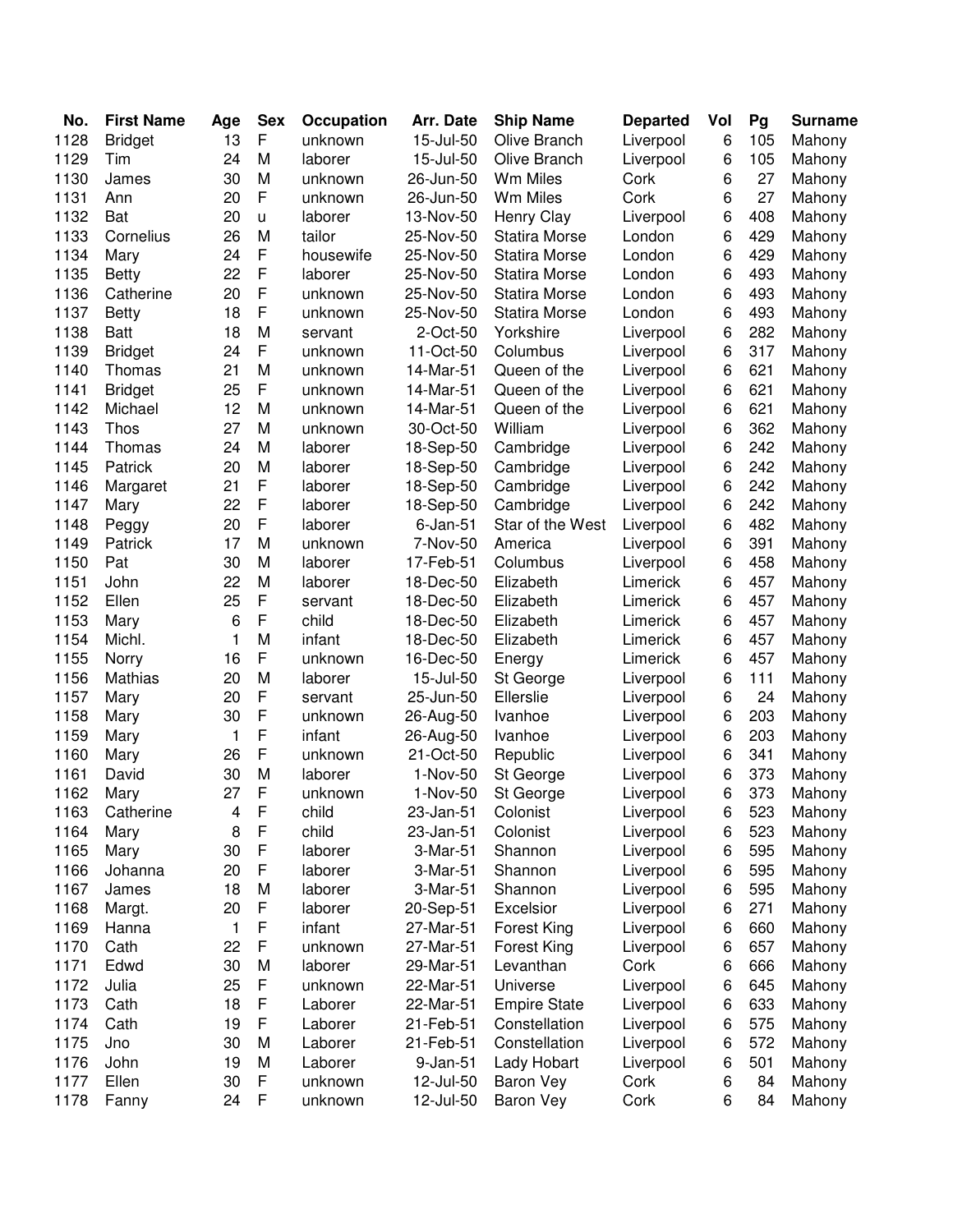| No. | First Name | Age | Sex | Occupation | Arr. Date | Ship Name | Departed | Vol | Pg | Surname |
|---|---|---|---|---|---|---|---|---|---|---|
| 1128 | Bridget | 13 | F | unknown | 15-Jul-50 | Olive Branch | Liverpool | 6 | 105 | Mahony |
| 1129 | Tim | 24 | M | laborer | 15-Jul-50 | Olive Branch | Liverpool | 6 | 105 | Mahony |
| 1130 | James | 30 | M | unknown | 26-Jun-50 | Wm Miles | Cork | 6 | 27 | Mahony |
| 1131 | Ann | 20 | F | unknown | 26-Jun-50 | Wm Miles | Cork | 6 | 27 | Mahony |
| 1132 | Bat | 20 | u | laborer | 13-Nov-50 | Henry Clay | Liverpool | 6 | 408 | Mahony |
| 1133 | Cornelius | 26 | M | tailor | 25-Nov-50 | Statira Morse | London | 6 | 429 | Mahony |
| 1134 | Mary | 24 | F | housewife | 25-Nov-50 | Statira Morse | London | 6 | 429 | Mahony |
| 1135 | Betty | 22 | F | laborer | 25-Nov-50 | Statira Morse | London | 6 | 493 | Mahony |
| 1136 | Catherine | 20 | F | unknown | 25-Nov-50 | Statira Morse | London | 6 | 493 | Mahony |
| 1137 | Betty | 18 | F | unknown | 25-Nov-50 | Statira Morse | London | 6 | 493 | Mahony |
| 1138 | Batt | 18 | M | servant | 2-Oct-50 | Yorkshire | Liverpool | 6 | 282 | Mahony |
| 1139 | Bridget | 24 | F | unknown | 11-Oct-50 | Columbus | Liverpool | 6 | 317 | Mahony |
| 1140 | Thomas | 21 | M | unknown | 14-Mar-51 | Queen of the | Liverpool | 6 | 621 | Mahony |
| 1141 | Bridget | 25 | F | unknown | 14-Mar-51 | Queen of the | Liverpool | 6 | 621 | Mahony |
| 1142 | Michael | 12 | M | unknown | 14-Mar-51 | Queen of the | Liverpool | 6 | 621 | Mahony |
| 1143 | Thos | 27 | M | unknown | 30-Oct-50 | William | Liverpool | 6 | 362 | Mahony |
| 1144 | Thomas | 24 | M | laborer | 18-Sep-50 | Cambridge | Liverpool | 6 | 242 | Mahony |
| 1145 | Patrick | 20 | M | laborer | 18-Sep-50 | Cambridge | Liverpool | 6 | 242 | Mahony |
| 1146 | Margaret | 21 | F | laborer | 18-Sep-50 | Cambridge | Liverpool | 6 | 242 | Mahony |
| 1147 | Mary | 22 | F | laborer | 18-Sep-50 | Cambridge | Liverpool | 6 | 242 | Mahony |
| 1148 | Peggy | 20 | F | laborer | 6-Jan-51 | Star of the West | Liverpool | 6 | 482 | Mahony |
| 1149 | Patrick | 17 | M | unknown | 7-Nov-50 | America | Liverpool | 6 | 391 | Mahony |
| 1150 | Pat | 30 | M | laborer | 17-Feb-51 | Columbus | Liverpool | 6 | 458 | Mahony |
| 1151 | John | 22 | M | laborer | 18-Dec-50 | Elizabeth | Limerick | 6 | 457 | Mahony |
| 1152 | Ellen | 25 | F | servant | 18-Dec-50 | Elizabeth | Limerick | 6 | 457 | Mahony |
| 1153 | Mary | 6 | F | child | 18-Dec-50 | Elizabeth | Limerick | 6 | 457 | Mahony |
| 1154 | Michl. | 1 | M | infant | 18-Dec-50 | Elizabeth | Limerick | 6 | 457 | Mahony |
| 1155 | Norry | 16 | F | unknown | 16-Dec-50 | Energy | Limerick | 6 | 457 | Mahony |
| 1156 | Mathias | 20 | M | laborer | 15-Jul-50 | St George | Liverpool | 6 | 111 | Mahony |
| 1157 | Mary | 20 | F | servant | 25-Jun-50 | Ellerslie | Liverpool | 6 | 24 | Mahony |
| 1158 | Mary | 30 | F | unknown | 26-Aug-50 | Ivanhoe | Liverpool | 6 | 203 | Mahony |
| 1159 | Mary | 1 | F | infant | 26-Aug-50 | Ivanhoe | Liverpool | 6 | 203 | Mahony |
| 1160 | Mary | 26 | F | unknown | 21-Oct-50 | Republic | Liverpool | 6 | 341 | Mahony |
| 1161 | David | 30 | M | laborer | 1-Nov-50 | St George | Liverpool | 6 | 373 | Mahony |
| 1162 | Mary | 27 | F | unknown | 1-Nov-50 | St George | Liverpool | 6 | 373 | Mahony |
| 1163 | Catherine | 4 | F | child | 23-Jan-51 | Colonist | Liverpool | 6 | 523 | Mahony |
| 1164 | Mary | 8 | F | child | 23-Jan-51 | Colonist | Liverpool | 6 | 523 | Mahony |
| 1165 | Mary | 30 | F | laborer | 3-Mar-51 | Shannon | Liverpool | 6 | 595 | Mahony |
| 1166 | Johanna | 20 | F | laborer | 3-Mar-51 | Shannon | Liverpool | 6 | 595 | Mahony |
| 1167 | James | 18 | M | laborer | 3-Mar-51 | Shannon | Liverpool | 6 | 595 | Mahony |
| 1168 | Margt. | 20 | F | laborer | 20-Sep-51 | Excelsior | Liverpool | 6 | 271 | Mahony |
| 1169 | Hanna | 1 | F | infant | 27-Mar-51 | Forest King | Liverpool | 6 | 660 | Mahony |
| 1170 | Cath | 22 | F | unknown | 27-Mar-51 | Forest King | Liverpool | 6 | 657 | Mahony |
| 1171 | Edwd | 30 | M | laborer | 29-Mar-51 | Levanthan | Cork | 6 | 666 | Mahony |
| 1172 | Julia | 25 | F | unknown | 22-Mar-51 | Universe | Liverpool | 6 | 645 | Mahony |
| 1173 | Cath | 18 | F | Laborer | 22-Mar-51 | Empire State | Liverpool | 6 | 633 | Mahony |
| 1174 | Cath | 19 | F | Laborer | 21-Feb-51 | Constellation | Liverpool | 6 | 575 | Mahony |
| 1175 | Jno | 30 | M | Laborer | 21-Feb-51 | Constellation | Liverpool | 6 | 572 | Mahony |
| 1176 | John | 19 | M | Laborer | 9-Jan-51 | Lady Hobart | Liverpool | 6 | 501 | Mahony |
| 1177 | Ellen | 30 | F | unknown | 12-Jul-50 | Baron Vey | Cork | 6 | 84 | Mahony |
| 1178 | Fanny | 24 | F | unknown | 12-Jul-50 | Baron Vey | Cork | 6 | 84 | Mahony |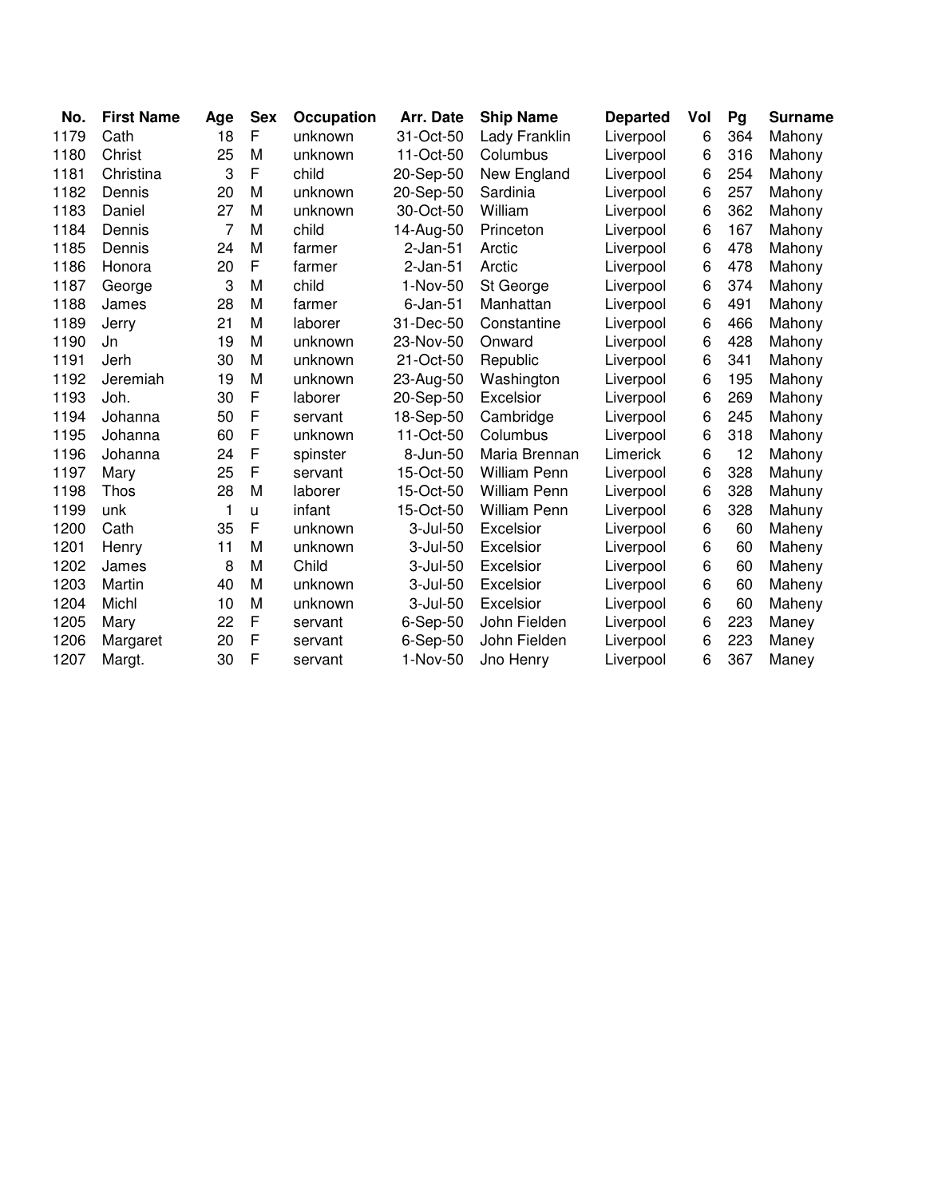| No. | First Name | Age | Sex | Occupation | Arr. Date | Ship Name | Departed | Vol | Pg | Surname |
|---|---|---|---|---|---|---|---|---|---|---|
| 1179 | Cath | 18 | F | unknown | 31-Oct-50 | Lady Franklin | Liverpool | 6 | 364 | Mahony |
| 1180 | Christ | 25 | M | unknown | 11-Oct-50 | Columbus | Liverpool | 6 | 316 | Mahony |
| 1181 | Christina | 3 | F | child | 20-Sep-50 | New England | Liverpool | 6 | 254 | Mahony |
| 1182 | Dennis | 20 | M | unknown | 20-Sep-50 | Sardinia | Liverpool | 6 | 257 | Mahony |
| 1183 | Daniel | 27 | M | unknown | 30-Oct-50 | William | Liverpool | 6 | 362 | Mahony |
| 1184 | Dennis | 7 | M | child | 14-Aug-50 | Princeton | Liverpool | 6 | 167 | Mahony |
| 1185 | Dennis | 24 | M | farmer | 2-Jan-51 | Arctic | Liverpool | 6 | 478 | Mahony |
| 1186 | Honora | 20 | F | farmer | 2-Jan-51 | Arctic | Liverpool | 6 | 478 | Mahony |
| 1187 | George | 3 | M | child | 1-Nov-50 | St George | Liverpool | 6 | 374 | Mahony |
| 1188 | James | 28 | M | farmer | 6-Jan-51 | Manhattan | Liverpool | 6 | 491 | Mahony |
| 1189 | Jerry | 21 | M | laborer | 31-Dec-50 | Constantine | Liverpool | 6 | 466 | Mahony |
| 1190 | Jn | 19 | M | unknown | 23-Nov-50 | Onward | Liverpool | 6 | 428 | Mahony |
| 1191 | Jerh | 30 | M | unknown | 21-Oct-50 | Republic | Liverpool | 6 | 341 | Mahony |
| 1192 | Jeremiah | 19 | M | unknown | 23-Aug-50 | Washington | Liverpool | 6 | 195 | Mahony |
| 1193 | Joh. | 30 | F | laborer | 20-Sep-50 | Excelsior | Liverpool | 6 | 269 | Mahony |
| 1194 | Johanna | 50 | F | servant | 18-Sep-50 | Cambridge | Liverpool | 6 | 245 | Mahony |
| 1195 | Johanna | 60 | F | unknown | 11-Oct-50 | Columbus | Liverpool | 6 | 318 | Mahony |
| 1196 | Johanna | 24 | F | spinster | 8-Jun-50 | Maria Brennan | Limerick | 6 | 12 | Mahony |
| 1197 | Mary | 25 | F | servant | 15-Oct-50 | William Penn | Liverpool | 6 | 328 | Mahuny |
| 1198 | Thos | 28 | M | laborer | 15-Oct-50 | William Penn | Liverpool | 6 | 328 | Mahuny |
| 1199 | unk | 1 | u | infant | 15-Oct-50 | William Penn | Liverpool | 6 | 328 | Mahuny |
| 1200 | Cath | 35 | F | unknown | 3-Jul-50 | Excelsior | Liverpool | 6 | 60 | Maheny |
| 1201 | Henry | 11 | M | unknown | 3-Jul-50 | Excelsior | Liverpool | 6 | 60 | Maheny |
| 1202 | James | 8 | M | Child | 3-Jul-50 | Excelsior | Liverpool | 6 | 60 | Maheny |
| 1203 | Martin | 40 | M | unknown | 3-Jul-50 | Excelsior | Liverpool | 6 | 60 | Maheny |
| 1204 | Michl | 10 | M | unknown | 3-Jul-50 | Excelsior | Liverpool | 6 | 60 | Maheny |
| 1205 | Mary | 22 | F | servant | 6-Sep-50 | John Fielden | Liverpool | 6 | 223 | Maney |
| 1206 | Margaret | 20 | F | servant | 6-Sep-50 | John Fielden | Liverpool | 6 | 223 | Maney |
| 1207 | Margt. | 30 | F | servant | 1-Nov-50 | Jno Henry | Liverpool | 6 | 367 | Maney |